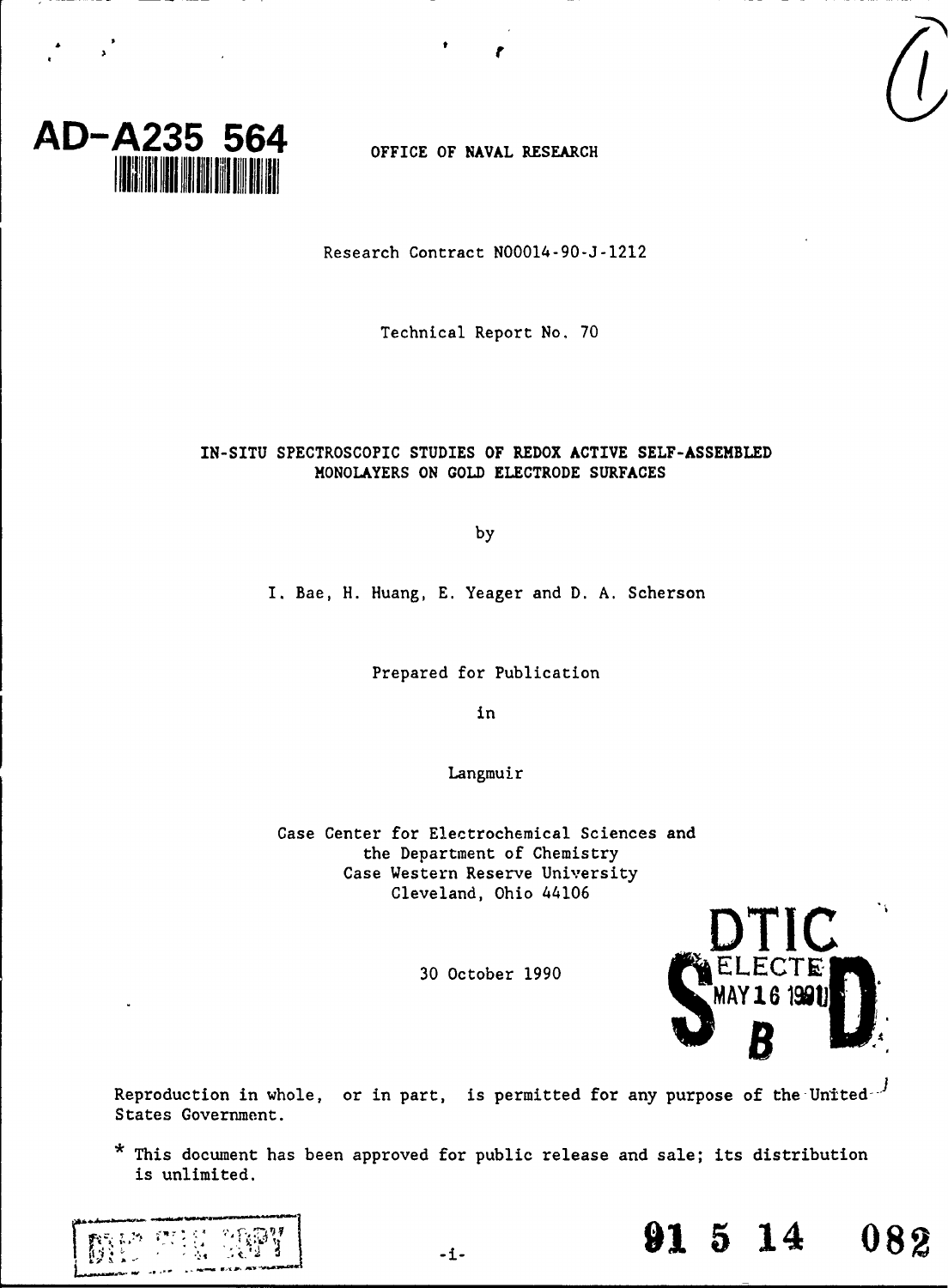AD-A235 564

OFFICE OF NAVAL RESEARCH

Research Contract N00014-90-J-1212

Technical Report No. 70

IN-SITU SPECTROSCOPIC STUDIES OF REDOX ACTIVE SELF-ASSEMBLED MONOLAYERS ON GOLD ELECTRODE SURFACES

by

I. Bae, H. Huang, E. Yeager and D. A. Scherson

Prepared for Publication

in

Langmuir

Case Center for Electrochemical Sciences and
the Department of Chemistry
Case Western Reserve University
Cleveland, Ohio 44106

30 October 1990

DTIC ELECTE MAY 16 1991 S B D

Reproduction in whole, or in part, is permitted for any purpose of the United States Government.

* This document has been approved for public release and sale; its distribution is unlimited.

91 5 14 082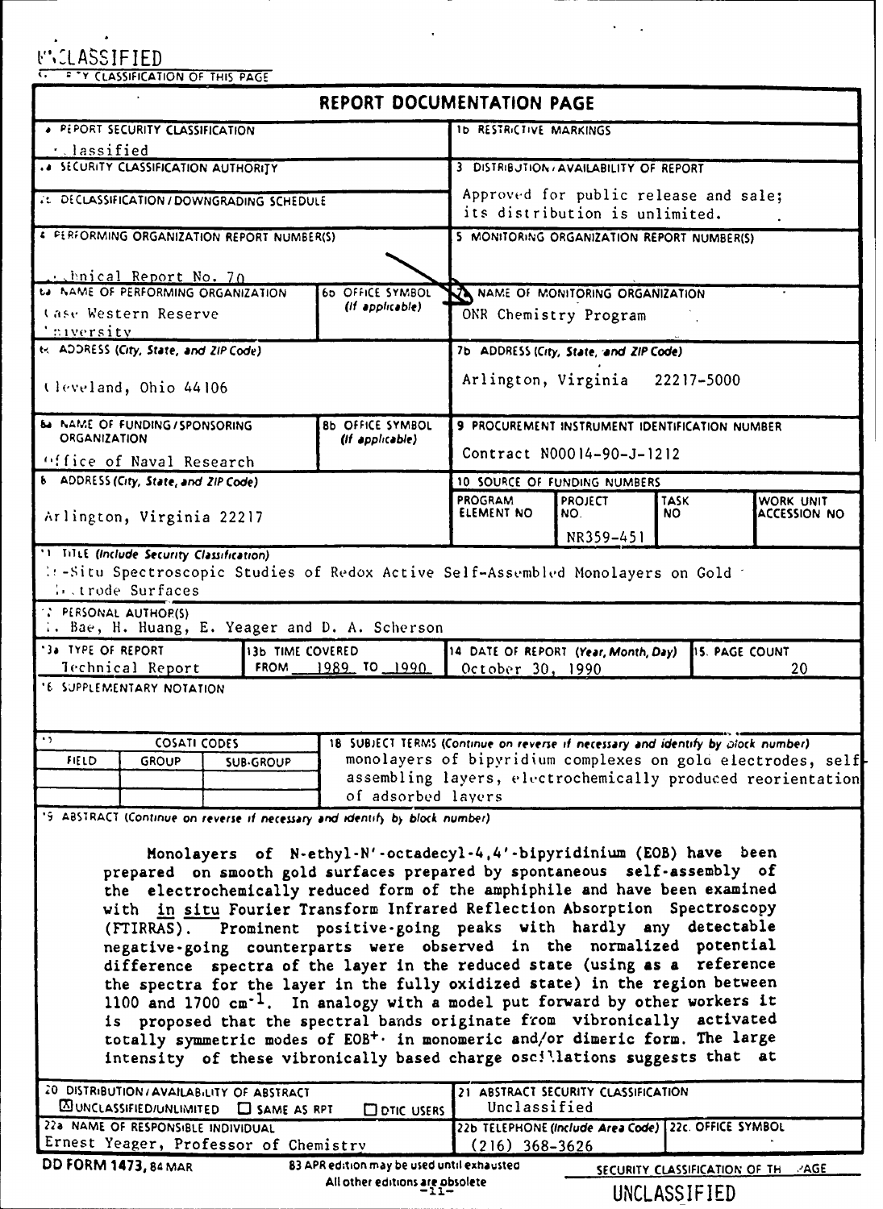UNCLASSIFIED

SECURITY CLASSIFICATION OF THIS PAGE

# REPORT DOCUMENTATION PAGE

| | |
|---|---|
| 1a. REPORT SECURITY CLASSIFICATION: Unclassified | 1b. RESTRICTIVE MARKINGS |
| 2a. SECURITY CLASSIFICATION AUTHORITY | 3. DISTRIBUTION/AVAILABILITY OF REPORT: Approved for public release and sale; its distribution is unlimited. |
| 2b. DECLASSIFICATION/DOWNGRADING SCHEDULE | |
| 4. PERFORMING ORGANIZATION REPORT NUMBER(S): Technical Report No. 70 | 5. MONITORING ORGANIZATION REPORT NUMBER(S) |
| 6a. NAME OF PERFORMING ORGANIZATION: Case Western Reserve University; 6b. OFFICE SYMBOL (If applicable) | 7a. NAME OF MONITORING ORGANIZATION: ONR Chemistry Program |
| 6c. ADDRESS (City, State, and ZIP Code): Cleveland, Ohio 44106 | 7b. ADDRESS (City, State, and ZIP Code): Arlington, Virginia 22217-5000 |
| 8a. NAME OF FUNDING/SPONSORING ORGANIZATION: Office of Naval Research; 8b. OFFICE SYMBOL (If applicable) | 9. PROCUREMENT INSTRUMENT IDENTIFICATION NUMBER: Contract N00014-90-J-1212 |
| 8c. ADDRESS (City, State, and ZIP Code): Arlington, Virginia 22217 | 10. SOURCE OF FUNDING NUMBERS |

| PROGRAM ELEMENT NO | PROJECT NO. | TASK NO | WORK UNIT ACCESSION NO |
|---|---|---|---|
| | NR359-451 | | |

11. TITLE (Include Security Classification)
In-Situ Spectroscopic Studies of Redox Active Self-Assembled Monolayers on Gold Electrode Surfaces

12. PERSONAL AUTHOR(S)
I. Bae, H. Huang, E. Yeager and D. A. Scherson

| 13a. TYPE OF REPORT | 13b. TIME COVERED | 14. DATE OF REPORT (Year, Month, Day) | 15. PAGE COUNT |
|---|---|---|---|
| Technical Report | FROM 1989 TO 1990 | October 30, 1990 | 20 |

16. SUPPLEMENTARY NOTATION

| 17. COSATI CODES | | | 18. SUBJECT TERMS (Continue on reverse if necessary and identify by block number) |
|---|---|---|---|
| FIELD | GROUP | SUB-GROUP | monolayers of bipyridium complexes on gold electrodes, self-assembling layers, electrochemically produced reorientation of adsorbed layers |

19. ABSTRACT (Continue on reverse if necessary and identify by block number)

Monolayers of N-ethyl-N'-octadecyl-4,4'-bipyridinium (EOB) have been prepared on smooth gold surfaces prepared by spontaneous self-assembly of the electrochemically reduced form of the amphiphile and have been examined with *in situ* Fourier Transform Infrared Reflection Absorption Spectroscopy (FTIRRAS). Prominent positive-going peaks with hardly any detectable negative-going counterparts were observed in the normalized potential difference spectra of the layer in the reduced state (using as a reference the spectra for the layer in the fully oxidized state) in the region between 1100 and 1700 $cm^{-1}$. In analogy with a model put forward by other workers it is proposed that the spectral bands originate from vibronically activated totally symmetric modes of $EOB^{+\cdot}$ in monomeric and/or dimeric form. The large intensity of these vibronically based charge oscillations suggests that at

| | |
|---|---|
| 20. DISTRIBUTION/AVAILABILITY OF ABSTRACT: ☒ UNCLASSIFIED/UNLIMITED ☐ SAME AS RPT ☐ DTIC USERS | 21. ABSTRACT SECURITY CLASSIFICATION: Unclassified |
| 22a. NAME OF RESPONSIBLE INDIVIDUAL: Ernest Yeager, Professor of Chemistry | 22b. TELEPHONE (Include Area Code): (216) 368-3626; 22c. OFFICE SYMBOL |

DD FORM 1473, 84 MAR — 83 APR edition may be used until exhausted. All other editions are obsolete.

SECURITY CLASSIFICATION OF THIS PAGE

UNCLASSIFIED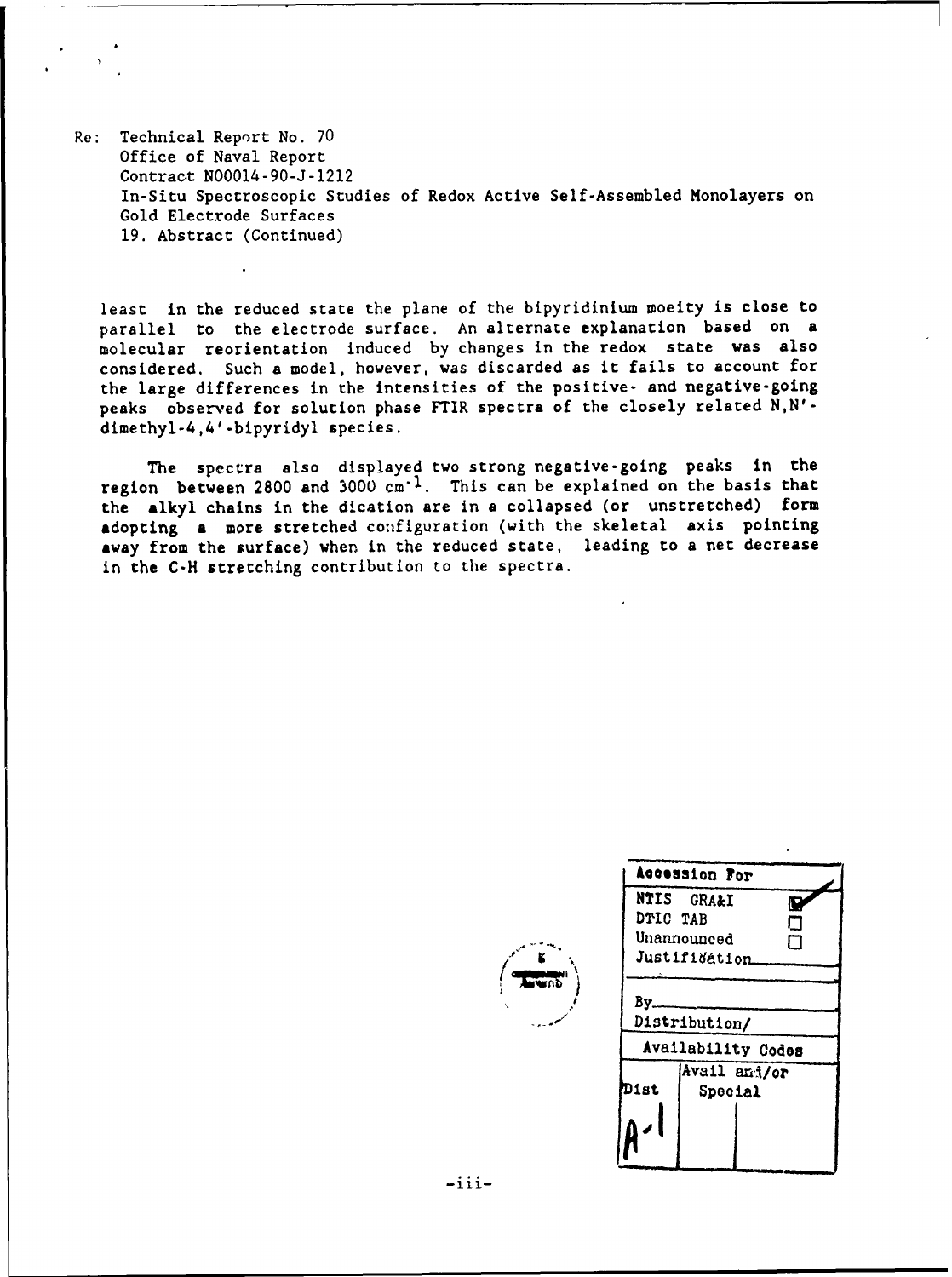Re: Technical Report No. 70
Office of Naval Report
Contract N00014-90-J-1212
In-Situ Spectroscopic Studies of Redox Active Self-Assembled Monolayers on Gold Electrode Surfaces
19. Abstract (Continued)

least in the reduced state the plane of the bipyridinium moeity is close to parallel to the electrode surface. An alternate explanation based on a molecular reorientation induced by changes in the redox state was also considered. Such a model, however, was discarded as it fails to account for the large differences in the intensities of the positive- and negative-going peaks observed for solution phase FTIR spectra of the closely related N,N'-dimethyl-4,4'-bipyridyl species.

The spectra also displayed two strong negative-going peaks in the region between 2800 and 3000 $cm^{-1}$. This can be explained on the basis that the alkyl chains in the dication are in a collapsed (or unstretched) form adopting a more stretched configuration (with the skeletal axis pointing away from the surface) when in the reduced state, leading to a net decrease in the C-H stretching contribution to the spectra.

| Accession For | |
|---|---|
| NTIS GRA&I | ☑ |
| DTIC TAB | ☐ |
| Unannounced | ☐ |
| Justification | |
| By | |
| Distribution/ | |
| Availability Codes | |
| Dist | Avail and/or Special |
| A-1 | |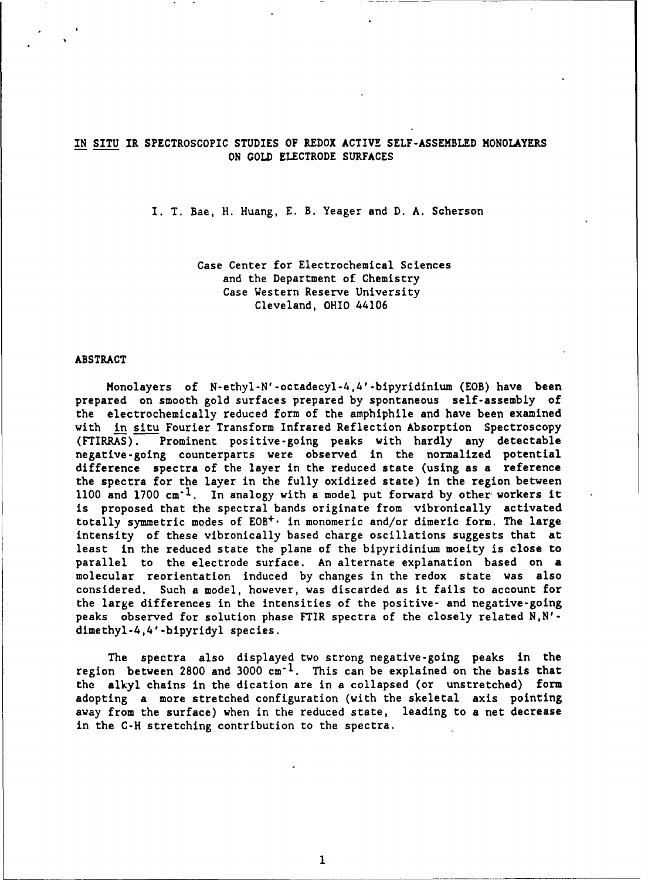# IN SITU IR SPECTROSCOPIC STUDIES OF REDOX ACTIVE SELF-ASSEMBLED MONOLAYERS ON GOLD ELECTRODE SURFACES

I. T. Bae, H. Huang, E. B. Yeager and D. A. Scherson

Case Center for Electrochemical Sciences
and the Department of Chemistry
Case Western Reserve University
Cleveland, OHIO 44106

## ABSTRACT

Monolayers of N-ethyl-N'-octadecyl-4,4'-bipyridinium (EOB) have been prepared on smooth gold surfaces prepared by spontaneous self-assembly of the electrochemically reduced form of the amphiphile and have been examined with *in situ* Fourier Transform Infrared Reflection Absorption Spectroscopy (FTIRRAS). Prominent positive-going peaks with hardly any detectable negative-going counterparts were observed in the normalized potential difference spectra of the layer in the reduced state (using as a reference the spectra for the layer in the fully oxidized state) in the region between 1100 and 1700 $cm^{-1}$. In analogy with a model put forward by other workers it is proposed that the spectral bands originate from vibronically activated totally symmetric modes of $EOB^{+\cdot}$ in monomeric and/or dimeric form. The large intensity of these vibronically based charge oscillations suggests that at least in the reduced state the plane of the bipyridinium moeity is close to parallel to the electrode surface. An alternate explanation based on a molecular reorientation induced by changes in the redox state was also considered. Such a model, however, was discarded as it fails to account for the large differences in the intensities of the positive- and negative-going peaks observed for solution phase FTIR spectra of the closely related N,N'-dimethyl-4,4'-bipyridyl species.

The spectra also displayed two strong negative-going peaks in the region between 2800 and 3000 $cm^{-1}$. This can be explained on the basis that the alkyl chains in the dication are in a collapsed (or unstretched) form adopting a more stretched configuration (with the skeletal axis pointing away from the surface) when in the reduced state, leading to a net decrease in the C-H stretching contribution to the spectra.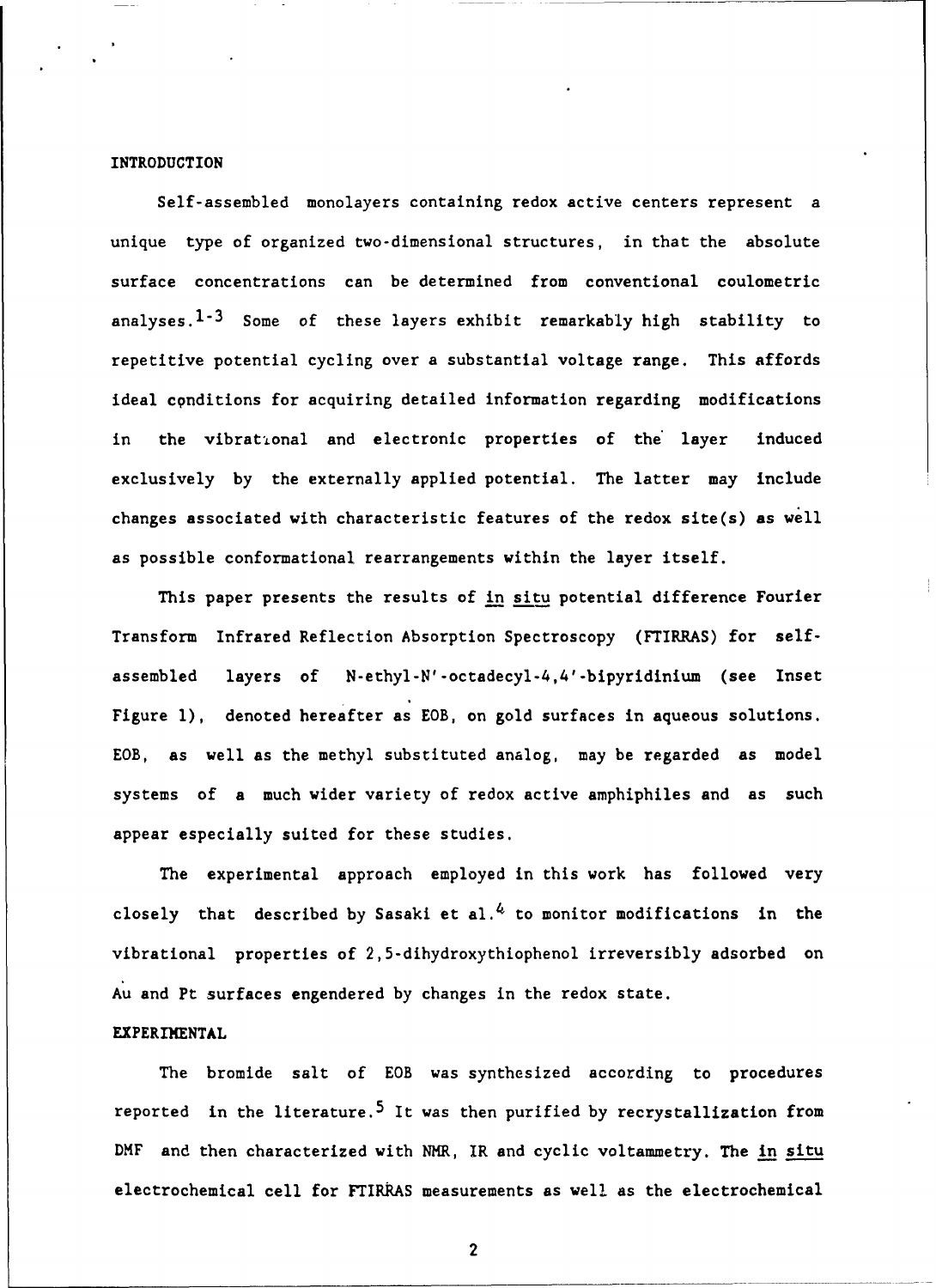## INTRODUCTION

Self-assembled monolayers containing redox active centers represent a unique type of organized two-dimensional structures, in that the absolute surface concentrations can be determined from conventional coulometric analyses.[1-3] Some of these layers exhibit remarkably high stability to repetitive potential cycling over a substantial voltage range. This affords ideal conditions for acquiring detailed information regarding modifications in the vibrational and electronic properties of the layer induced exclusively by the externally applied potential. The latter may include changes associated with characteristic features of the redox site(s) as well as possible conformational rearrangements within the layer itself.

This paper presents the results of in situ potential difference Fourier Transform Infrared Reflection Absorption Spectroscopy (FTIRRAS) for self-assembled layers of N-ethyl-N'-octadecyl-4,4'-bipyridinium (see Inset Figure 1), denoted hereafter as EOB, on gold surfaces in aqueous solutions. EOB, as well as the methyl substituted analog, may be regarded as model systems of a much wider variety of redox active amphiphiles and as such appear especially suited for these studies.

The experimental approach employed in this work has followed very closely that described by Sasaki et al.[4] to monitor modifications in the vibrational properties of 2,5-dihydroxythiophenol irreversibly adsorbed on Au and Pt surfaces engendered by changes in the redox state.

## EXPERIMENTAL

The bromide salt of EOB was synthesized according to procedures reported in the literature.[5] It was then purified by recrystallization from DMF and then characterized with NMR, IR and cyclic voltammetry. The in situ electrochemical cell for FTIRRAS measurements as well as the electrochemical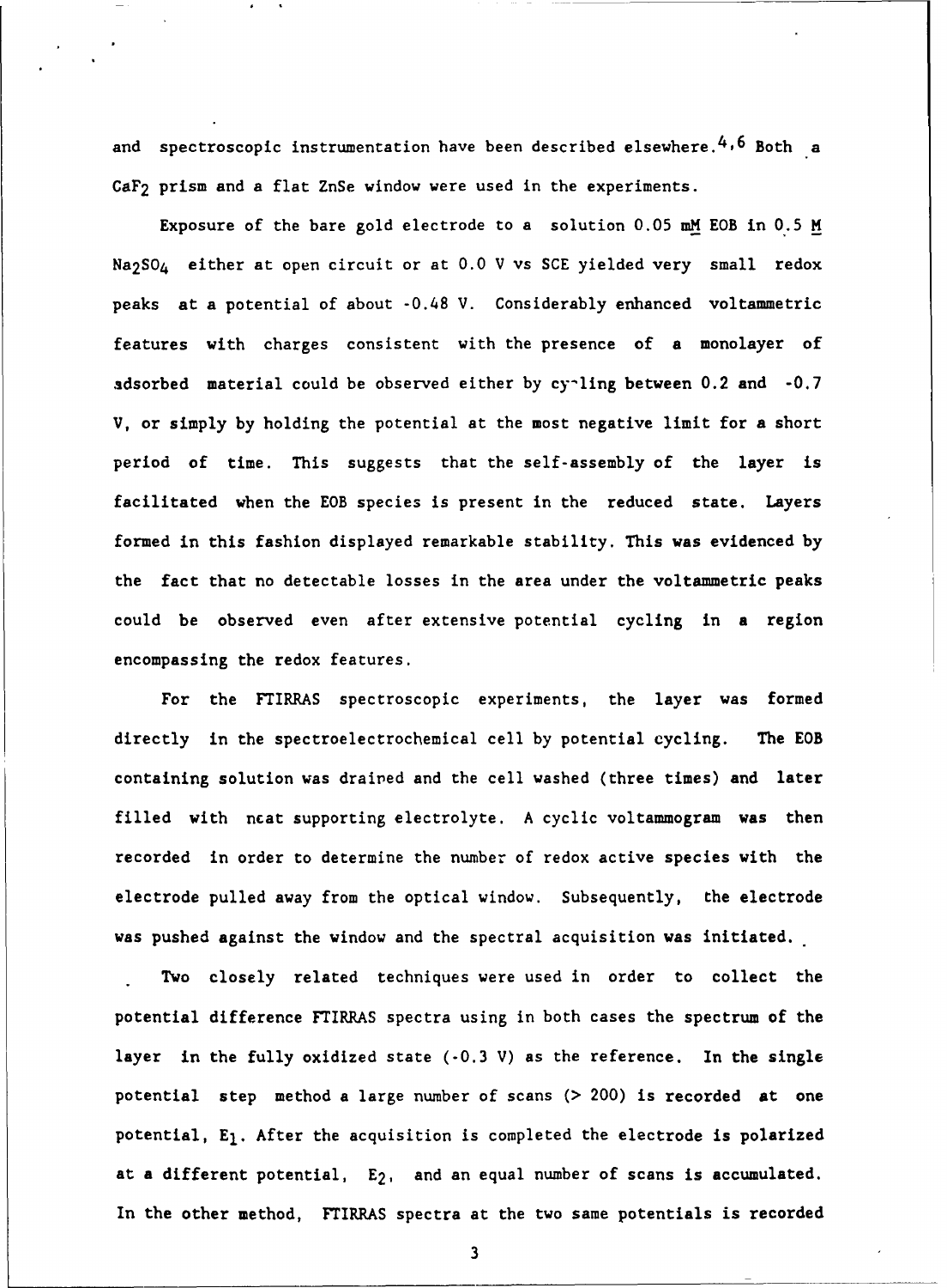and spectroscopic instrumentation have been described elsewhere.[4,6] Both a $CaF_2$ prism and a flat ZnSe window were used in the experiments.

Exposure of the bare gold electrode to a solution 0.05 mM EOB in 0.5 M $Na_2SO_4$ either at open circuit or at 0.0 V vs SCE yielded very small redox peaks at a potential of about -0.48 V. Considerably enhanced voltammetric features with charges consistent with the presence of a monolayer of adsorbed material could be observed either by cycling between 0.2 and -0.7 V, or simply by holding the potential at the most negative limit for a short period of time. This suggests that the self-assembly of the layer is facilitated when the EOB species is present in the reduced state. Layers formed in this fashion displayed remarkable stability. This was evidenced by the fact that no detectable losses in the area under the voltammetric peaks could be observed even after extensive potential cycling in a region encompassing the redox features.

For the FTIRRAS spectroscopic experiments, the layer was formed directly in the spectroelectrochemical cell by potential cycling. The EOB containing solution was drained and the cell washed (three times) and later filled with neat supporting electrolyte. A cyclic voltammogram was then recorded in order to determine the number of redox active species with the electrode pulled away from the optical window. Subsequently, the electrode was pushed against the window and the spectral acquisition was initiated.

Two closely related techniques were used in order to collect the potential difference FTIRRAS spectra using in both cases the spectrum of the layer in the fully oxidized state (-0.3 V) as the reference. In the single potential step method a large number of scans (> 200) is recorded at one potential, $E_1$. After the acquisition is completed the electrode is polarized at a different potential, $E_2$, and an equal number of scans is accumulated. In the other method, FTIRRAS spectra at the two same potentials is recorded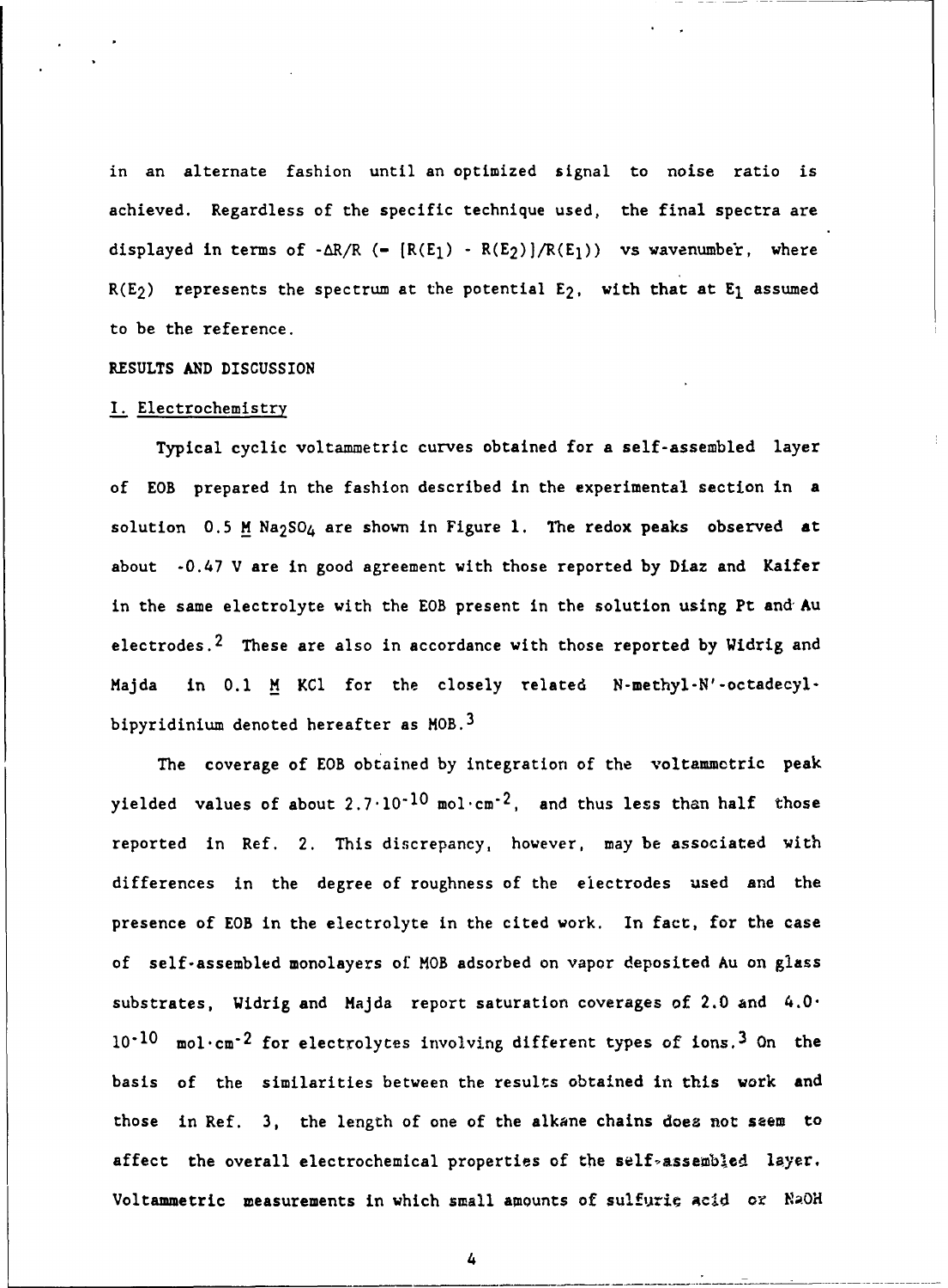in an alternate fashion until an optimized signal to noise ratio is achieved. Regardless of the specific technique used, the final spectra are displayed in terms of $-\Delta R/R$ ($= [R(E_1) - R(E_2)]/R(E_1)$) vs wavenumber, where $R(E_2)$ represents the spectrum at the potential $E_2$, with that at $E_1$ assumed to be the reference.

## RESULTS AND DISCUSSION

### I. Electrochemistry

Typical cyclic voltammetric curves obtained for a self-assembled layer of EOB prepared in the fashion described in the experimental section in a solution 0.5 M $Na_2SO_4$ are shown in Figure 1. The redox peaks observed at about -0.47 V are in good agreement with those reported by Diaz and Kaifer in the same electrolyte with the EOB present in the solution using Pt and Au electrodes.[2] These are also in accordance with those reported by Widrig and Majda in 0.1 M KCl for the closely related N-methyl-N'-octadecyl-bipyridinium denoted hereafter as MOB.[3]

The coverage of EOB obtained by integration of the voltammetric peak yielded values of about $2.7 \cdot 10^{-10}$ $mol \cdot cm^{-2}$, and thus less than half those reported in Ref. 2. This discrepancy, however, may be associated with differences in the degree of roughness of the electrodes used and the presence of EOB in the electrolyte in the cited work. In fact, for the case of self-assembled monolayers of MOB adsorbed on vapor deposited Au on glass substrates, Widrig and Majda report saturation coverages of 2.0 and $4.0 \cdot 10^{-10}$ $mol \cdot cm^{-2}$ for electrolytes involving different types of ions.[3] On the basis of the similarities between the results obtained in this work and those in Ref. 3, the length of one of the alkane chains does not seem to affect the overall electrochemical properties of the self-assembled layer. Voltammetric measurements in which small amounts of sulfuric acid or NaOH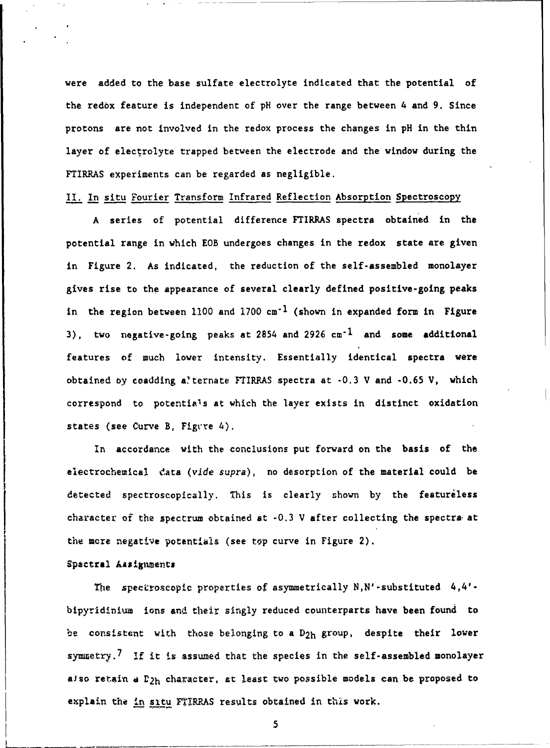were added to the base sulfate electrolyte indicated that the potential of the redox feature is independent of pH over the range between 4 and 9. Since protons are not involved in the redox process the changes in pH in the thin layer of electrolyte trapped between the electrode and the window during the FTIRRAS experiments can be regarded as negligible.

## II. In situ Fourier Transform Infrared Reflection Absorption Spectroscopy

A series of potential difference FTIRRAS spectra obtained in the potential range in which EOB undergoes changes in the redox state are given in Figure 2. As indicated, the reduction of the self-assembled monolayer gives rise to the appearance of several clearly defined positive-going peaks in the region between 1100 and 1700 $cm^{-1}$ (shown in expanded form in Figure 3), two negative-going peaks at 2854 and 2926 $cm^{-1}$ and some additional features of much lower intensity. Essentially identical spectra were obtained by coadding alternate FTIRRAS spectra at -0.3 V and -0.65 V, which correspond to potentials at which the layer exists in distinct oxidation states (see Curve B, Figure 4).

In accordance with the conclusions put forward on the basis of the electrochemical data (*vide supra*), no desorption of the material could be detected spectroscopically. This is clearly shown by the featureless character of the spectrum obtained at -0.3 V after collecting the spectra at the more negative potentials (see top curve in Figure 2).

### Spectral Assignments

The spectroscopic properties of asymmetrically N,N'-substituted 4,4'-bipyridinium ions and their singly reduced counterparts have been found to be consistent with those belonging to a $D_{2h}$ group, despite their lower symmetry.[7] If it is assumed that the species in the self-assembled monolayer also retain a $D_{2h}$ character, at least two possible models can be proposed to explain the in situ FTIRRAS results obtained in this work.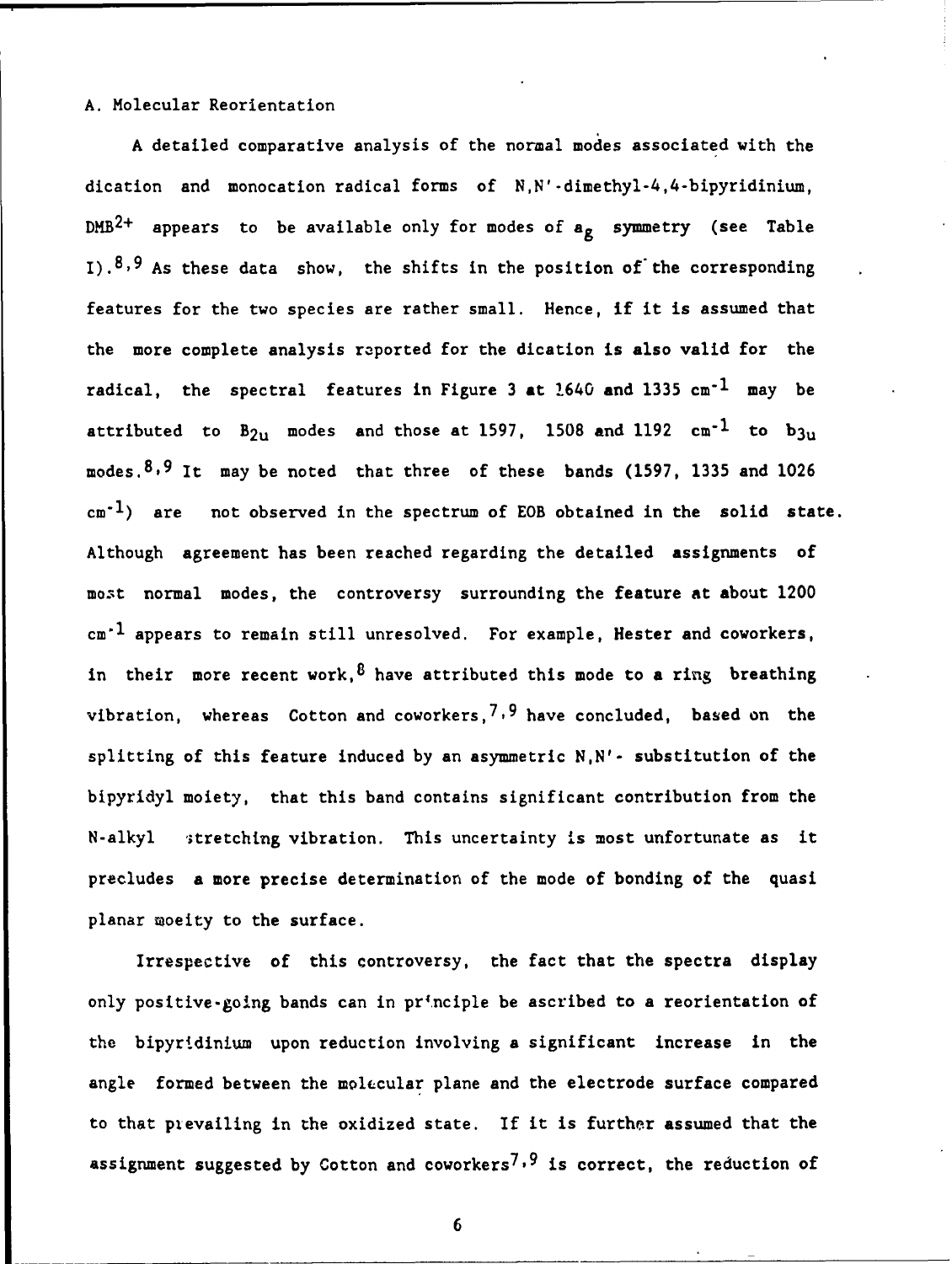A. Molecular Reorientation

A detailed comparative analysis of the normal modes associated with the dication and monocation radical forms of N,N'-dimethyl-4,4-bipyridinium, $DMB^{2+}$ appears to be available only for modes of $a_g$ symmetry (see Table I).[8,9] As these data show, the shifts in the position of the corresponding features for the two species are rather small. Hence, if it is assumed that the more complete analysis reported for the dication is also valid for the radical, the spectral features in Figure 3 at 1640 and 1335 $cm^{-1}$ may be attributed to $B_{2u}$ modes and those at 1597, 1508 and 1192 $cm^{-1}$ to $b_{3u}$ modes.[8,9] It may be noted that three of these bands (1597, 1335 and 1026 $cm^{-1}$) are not observed in the spectrum of EOB obtained in the solid state. Although agreement has been reached regarding the detailed assignments of most normal modes, the controversy surrounding the feature at about 1200 $cm^{-1}$ appears to remain still unresolved. For example, Hester and coworkers, in their more recent work,[8] have attributed this mode to a ring breathing vibration, whereas Cotton and coworkers,[7,9] have concluded, based on the splitting of this feature induced by an asymmetric N,N'- substitution of the bipyridyl moiety, that this band contains significant contribution from the N-alkyl stretching vibration. This uncertainty is most unfortunate as it precludes a more precise determination of the mode of bonding of the quasi planar moeity to the surface.

Irrespective of this controversy, the fact that the spectra display only positive-going bands can in principle be ascribed to a reorientation of the bipyridinium upon reduction involving a significant increase in the angle formed between the molecular plane and the electrode surface compared to that prevailing in the oxidized state. If it is further assumed that the assignment suggested by Cotton and coworkers[7,9] is correct, the reduction of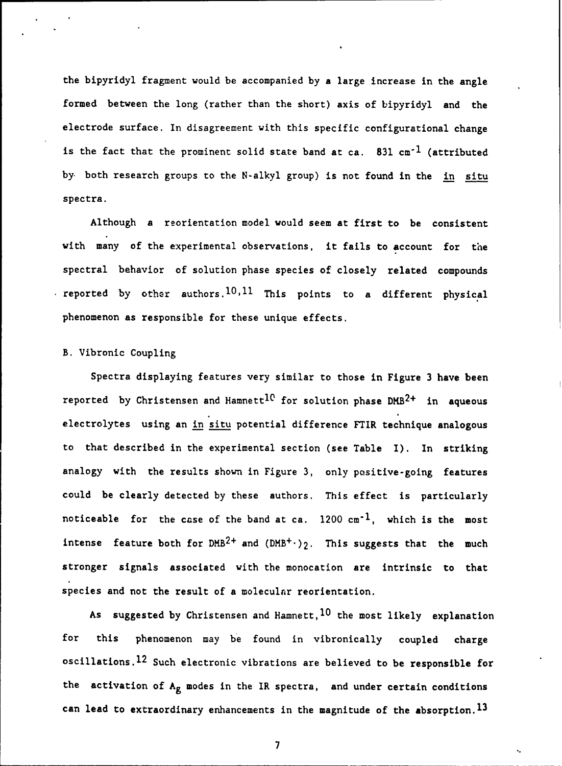the bipyridyl fragment would be accompanied by a large increase in the angle formed between the long (rather than the short) axis of bipyridyl and the electrode surface. In disagreement with this specific configurational change is the fact that the prominent solid state band at ca. 831 $cm^{-1}$ (attributed by both research groups to the N-alkyl group) is not found in the *in situ* spectra.

Although a reorientation model would seem at first to be consistent with many of the experimental observations, it fails to account for the spectral behavior of solution phase species of closely related compounds reported by other authors.[10,11] This points to a different physical phenomenon as responsible for these unique effects.

B. Vibronic Coupling

Spectra displaying features very similar to those in Figure 3 have been reported by Christensen and Hamnett[10] for solution phase $DMB^{2+}$ in aqueous electrolytes using an *in situ* potential difference FTIR technique analogous to that described in the experimental section (see Table I). In striking analogy with the results shown in Figure 3, only positive-going features could be clearly detected by these authors. This effect is particularly noticeable for the case of the band at ca. 1200 $cm^{-1}$, which is the most intense feature both for $DMB^{2+}$ and $(DMB^{+}\cdot)_2$. This suggests that the much stronger signals associated with the monocation are intrinsic to that species and not the result of a molecular reorientation.

As suggested by Christensen and Hamnett,[10] the most likely explanation for this phenomenon may be found in vibronically coupled charge oscillations.[12] Such electronic vibrations are believed to be responsible for the activation of $A_g$ modes in the IR spectra, and under certain conditions can lead to extraordinary enhancements in the magnitude of the absorption.[13]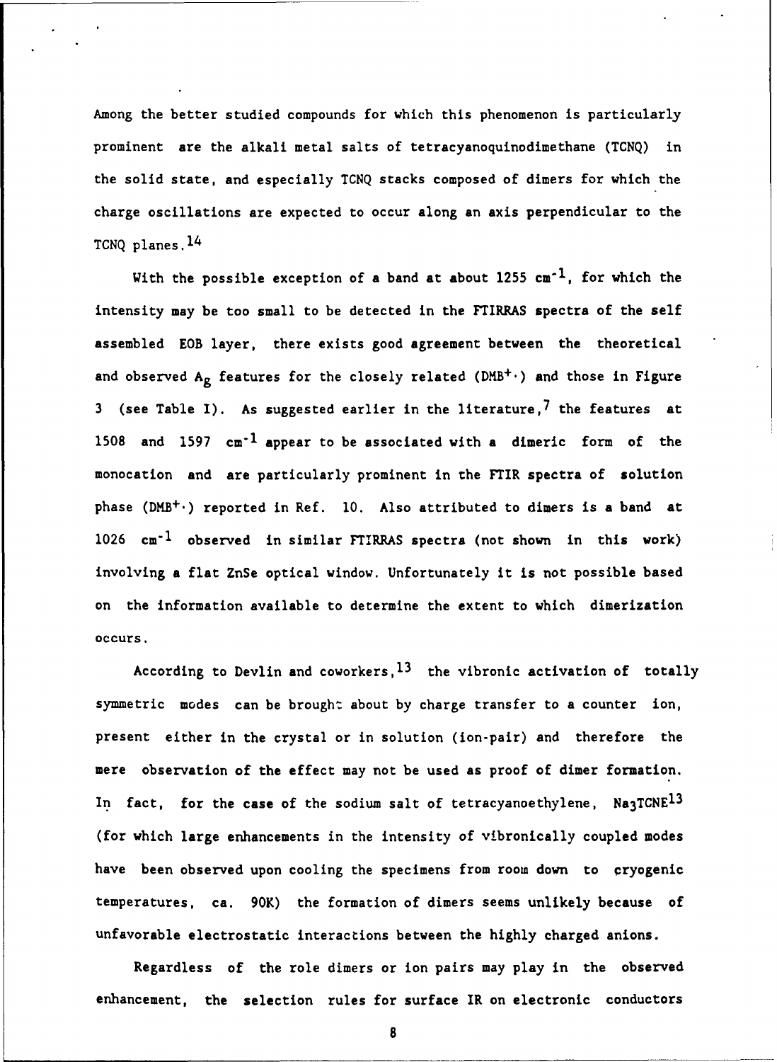Among the better studied compounds for which this phenomenon is particularly prominent are the alkali metal salts of tetracyanoquinodimethane (TCNQ) in the solid state, and especially TCNQ stacks composed of dimers for which the charge oscillations are expected to occur along an axis perpendicular to the TCNQ planes.[14]

With the possible exception of a band at about 1255 $cm^{-1}$, for which the intensity may be too small to be detected in the FTIRRAS spectra of the self assembled EOB layer, there exists good agreement between the theoretical and observed $A_g$ features for the closely related ($DMB^{+\cdot}$) and those in Figure 3 (see Table I). As suggested earlier in the literature,[7] the features at 1508 and 1597 $cm^{-1}$ appear to be associated with a dimeric form of the monocation and are particularly prominent in the FTIR spectra of solution phase ($DMB^{+\cdot}$) reported in Ref. 10. Also attributed to dimers is a band at 1026 $cm^{-1}$ observed in similar FTIRRAS spectra (not shown in this work) involving a flat ZnSe optical window. Unfortunately it is not possible based on the information available to determine the extent to which dimerization occurs.

According to Devlin and coworkers,[13] the vibronic activation of totally symmetric modes can be brought about by charge transfer to a counter ion, present either in the crystal or in solution (ion-pair) and therefore the mere observation of the effect may not be used as proof of dimer formation. In fact, for the case of the sodium salt of tetracyanoethylene, $Na_3TCNE$[13] (for which large enhancements in the intensity of vibronically coupled modes have been observed upon cooling the specimens from room down to cryogenic temperatures, ca. 90K) the formation of dimers seems unlikely because of unfavorable electrostatic interactions between the highly charged anions.

Regardless of the role dimers or ion pairs may play in the observed enhancement, the selection rules for surface IR on electronic conductors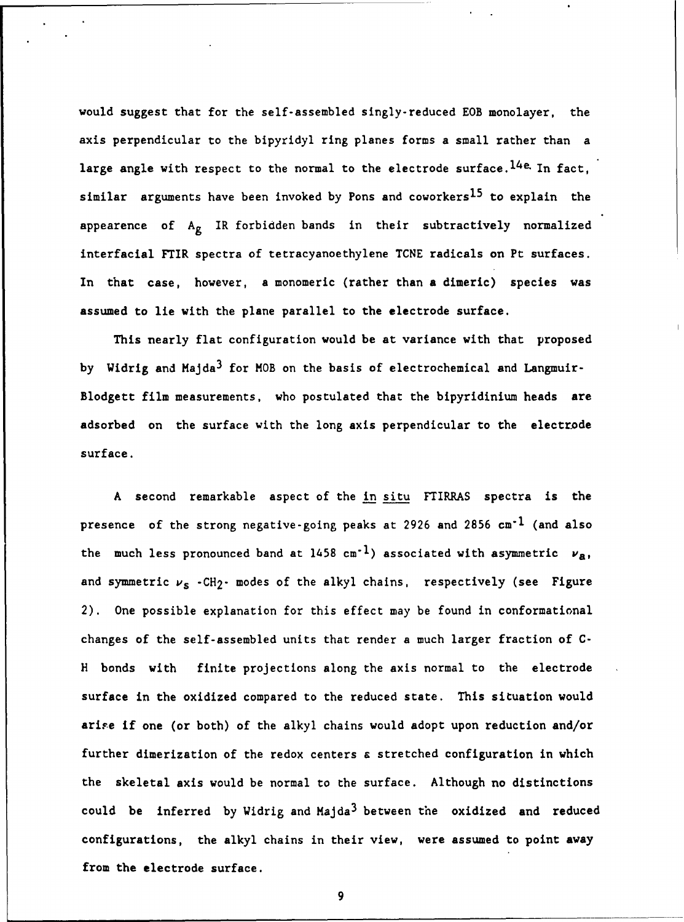would suggest that for the self-assembled singly-reduced EOB monolayer, the axis perpendicular to the bipyridyl ring planes forms a small rather than a large angle with respect to the normal to the electrode surface.[14e] In fact, similar arguments have been invoked by Pons and coworkers[15] to explain the appearence of $A_g$ IR forbidden bands in their subtractively normalized interfacial FTIR spectra of tetracyanoethylene TCNE radicals on Pt surfaces. In that case, however, a monomeric (rather than a dimeric) species was assumed to lie with the plane parallel to the electrode surface.

This nearly flat configuration would be at variance with that proposed by Widrig and Majda[3] for MOB on the basis of electrochemical and Langmuir-Blodgett film measurements, who postulated that the bipyridinium heads are adsorbed on the surface with the long axis perpendicular to the electrode surface.

A second remarkable aspect of the in situ FTIRRAS spectra is the presence of the strong negative-going peaks at 2926 and 2856 $cm^{-1}$ (and also the much less pronounced band at 1458 $cm^{-1}$) associated with asymmetric $\nu_a$, and symmetric $\nu_s$ $-CH_2-$ modes of the alkyl chains, respectively (see Figure 2). One possible explanation for this effect may be found in conformational changes of the self-assembled units that render a much larger fraction of C-H bonds with finite projections along the axis normal to the electrode surface in the oxidized compared to the reduced state. This situation would arise if one (or both) of the alkyl chains would adopt upon reduction and/or further dimerization of the redox centers a stretched configuration in which the skeletal axis would be normal to the surface. Although no distinctions could be inferred by Widrig and Majda[3] between the oxidized and reduced configurations, the alkyl chains in their view, were assumed to point away from the electrode surface.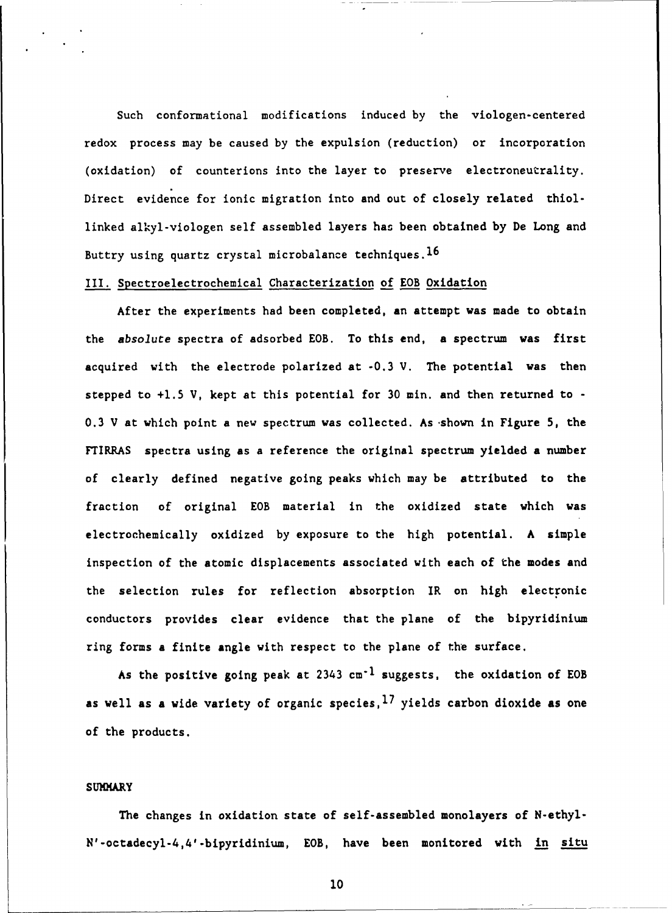Such conformational modifications induced by the viologen-centered redox process may be caused by the expulsion (reduction) or incorporation (oxidation) of counterions into the layer to preserve electroneutrality. Direct evidence for ionic migration into and out of closely related thiol-linked alkyl-viologen self assembled layers has been obtained by De Long and Buttry using quartz crystal microbalance techniques.[16]

## III. Spectroelectrochemical Characterization of EOB Oxidation

After the experiments had been completed, an attempt was made to obtain the *absolute* spectra of adsorbed EOB. To this end, a spectrum was first acquired with the electrode polarized at -0.3 V. The potential was then stepped to +1.5 V, kept at this potential for 30 min. and then returned to -0.3 V at which point a new spectrum was collected. As shown in Figure 5, the FTIRRAS spectra using as a reference the original spectrum yielded a number of clearly defined negative going peaks which may be attributed to the fraction of original EOB material in the oxidized state which was electrochemically oxidized by exposure to the high potential. A simple inspection of the atomic displacements associated with each of the modes and the selection rules for reflection absorption IR on high electronic conductors provides clear evidence that the plane of the bipyridinium ring forms a finite angle with respect to the plane of the surface.

As the positive going peak at 2343 $cm^{-1}$ suggests, the oxidation of EOB as well as a wide variety of organic species,[17] yields carbon dioxide as one of the products.

## SUMMARY

The changes in oxidation state of self-assembled monolayers of N-ethyl-N'-octadecyl-4,4'-bipyridinium, EOB, have been monitored with in situ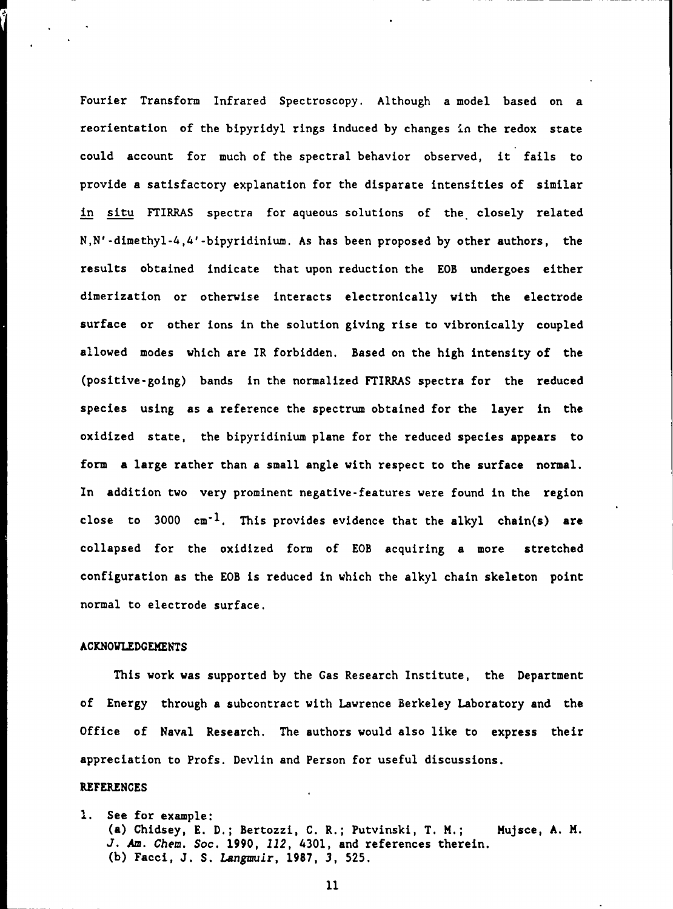Fourier Transform Infrared Spectroscopy. Although a model based on a reorientation of the bipyridyl rings induced by changes in the redox state could account for much of the spectral behavior observed, it fails to provide a satisfactory explanation for the disparate intensities of similar *in situ* FTIRRAS spectra for aqueous solutions of the closely related N,N'-dimethyl-4,4'-bipyridinium. As has been proposed by other authors, the results obtained indicate that upon reduction the EOB undergoes either dimerization or otherwise interacts electronically with the electrode surface or other ions in the solution giving rise to vibronically coupled allowed modes which are IR forbidden. Based on the high intensity of the (positive-going) bands in the normalized FTIRRAS spectra for the reduced species using as a reference the spectrum obtained for the layer in the oxidized state, the bipyridinium plane for the reduced species appears to form a large rather than a small angle with respect to the surface normal. In addition two very prominent negative-features were found in the region close to 3000 $cm^{-1}$. This provides evidence that the alkyl chain(s) are collapsed for the oxidized form of EOB acquiring a more stretched configuration as the EOB is reduced in which the alkyl chain skeleton point normal to electrode surface.

## ACKNOWLEDGEMENTS

This work was supported by the Gas Research Institute, the Department of Energy through a subcontract with Lawrence Berkeley Laboratory and the Office of Naval Research. The authors would also like to express their appreciation to Profs. Devlin and Person for useful discussions.

## REFERENCES

1. See for example:
   (a) Chidsey, E. D.; Bertozzi, C. R.; Putvinski, T. M.; Mujsce, A. M. *J. Am. Chem. Soc.* **1990**, *112*, 4301, and references therein.
   (b) Facci, J. S. *Langmuir*, **1987**, *3*, 525.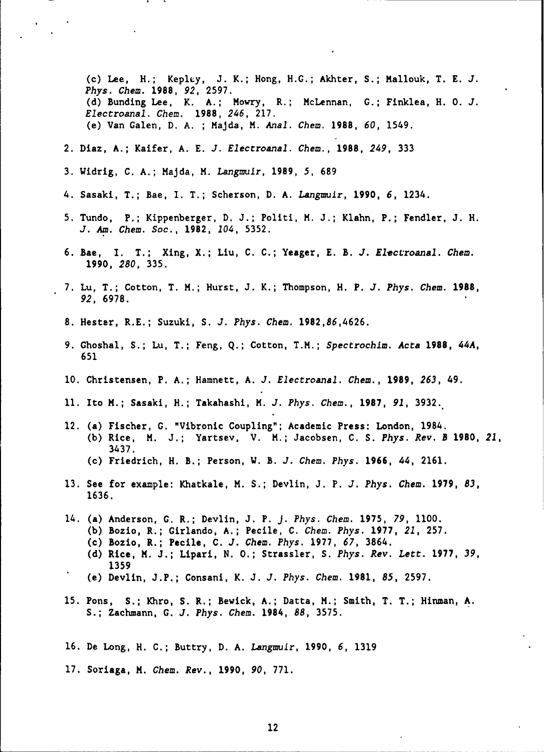(c) Lee, H.; Kepley, J. K.; Hong, H.G.; Akhter, S.; Mallouk, T. E. *J. Phys. Chem.* **1988**, *92*, 2597.
(d) Bunding Lee, K. A.; Mowry, R.; McLennan, G.; Finklea, H. O. *J. Electroanal. Chem.* **1988**, *246*, 217.
(e) Van Galen, D. A. ; Majda, M. *Anal. Chem.* **1988**, *60*, 1549.

2. Diaz, A.; Kaifer, A. E. *J. Electroanal. Chem.*, **1988**, *249*, 333

3. Widrig, C. A.; Majda, M. *Langmuir*, **1989**, *5*, 689

4. Sasaki, T.; Bae, I. T.; Scherson, D. A. *Langmuir*, **1990**, *6*, 1234.

5. Tundo, P.; Kippenberger, D. J.; Politi, M. J.; Klahn, P.; Fendler, J. H. *J. Am. Chem. Soc.*, **1982**, *104*, 5352.

6. Bae, I. T.; Xing, X.; Liu, C. C.; Yeager, E. B. *J. Electroanal. Chem.* **1990**, *280*, 335.

7. Lu, T.; Cotton, T. M.; Hurst, J. K.; Thompson, H. P. *J. Phys. Chem.* **1988**, *92*, 6978.

8. Hester, R.E.; Suzuki, S. *J. Phys. Chem.* **1982**,*86*,4626.

9. Ghoshal, S.; Lu, T.; Feng, Q.; Cotton, T.M.; *Spectrochim. Acta* **1988**, *44A*, 651

10. Christensen, P. A.; Hamnett, A. *J. Electroanal. Chem.*, **1989**, *263*, 49.

11. Ito M.; Sasaki, H.; Takahashi, M. *J. Phys. Chem.*, **1987**, *91*, 3932.

12. (a) Fischer, G. "Vibronic Coupling"; Academic Press: London, 1984.
(b) Rice, M. J.; Yartsev, V. M.; Jacobsen, C. S. *Phys. Rev. B* **1980**, *21*, 3437.
(c) Friedrich, H. B.; Person, W. B. *J. Chem. Phys.* **1966**, *44*, 2161.

13. See for example: Khatkale, M. S.; Devlin, J. P. *J. Phys. Chem.* **1979**, *83*, 1636.

14. (a) Anderson, G. R.; Devlin, J. P. *J. Phys. Chem.* **1975**, *79*, 1100.
(b) Bozio, R.; Girlando, A.; Pecile, C. *Chem. Phys.* **1977**, *21*, 257.
(c) Bozio, R.; Pecile, C. *J. Chem. Phys.* **1977**, *67*, 3864.
(d) Rice, M. J.; Lipari, N. O.; Strassler, S. *Phys. Rev. Lett.* **1977**, *39*, 1359
(e) Devlin, J.P.; Consani, K. J. *J. Phys. Chem.* **1981**, *85*, 2597.

15. Pons, S.; Khro, S. R.; Bewick, A.; Datta, M.; Smith, T. T.; Hinman, A. S.; Zachmann, G. *J. Phys. Chem.* **1984**, *88*, 3575.

16. De Long, H. C.; Buttry, D. A. *Langmuir*, **1990**, *6*, 1319

17. Soriaga, M. *Chem. Rev.*, **1990**, *90*, 771.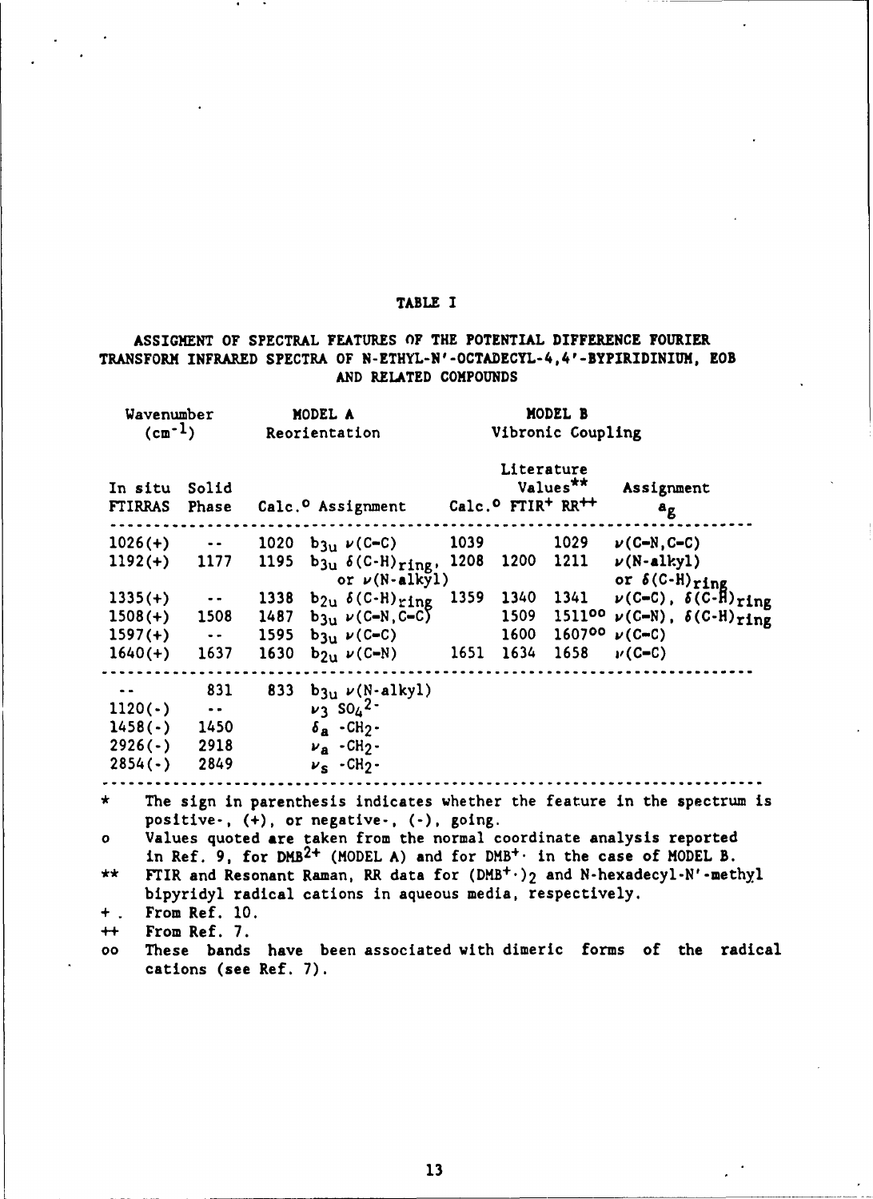# TABLE I

## ASSIGMENT OF SPECTRAL FEATURES OF THE POTENTIAL DIFFERENCE FOURIER TRANSFORM INFRARED SPECTRA OF N-ETHYL-N'-OCTADECYL-4,4'-BYPIRIDINIUM, EOB AND RELATED COMPOUNDS

| Wavenumber ($cm^{-1}$) | | MODEL A Reorientation | | MODEL B Vibronic Coupling | | | |
|---|---|---|---|---|---|---|---|
| | | | | | Literature Values** | | |
| In situ FTIRRAS | Solid Phase | Calc.° | Assignment | Calc.° | FTIR+ | RR++ | Assignment $a_g$ |
| 1026(+) | -- | 1020 | $b_{3u}$ $\nu$(C-C) | 1039 | | 1029 | $\nu$(C-N,C-C) |
| 1192(+) | 1177 | 1195 | $b_{3u}$ $\delta$(C-H)$_{ring}$, or $\nu$(N-alkyl) | 1208 | 1200 | 1211 | $\nu$(N-alkyl) or $\delta$(C-H)$_{ring}$ |
| 1335(+) | -- | 1338 | $b_{2u}$ $\delta$(C-H)$_{ring}$ | 1359 | 1340 | 1341 | $\nu$(C-C), $\delta$(C-H)$_{ring}$ |
| 1508(+) | 1508 | 1487 | $b_{3u}$ $\nu$(C-N,C-C) | | 1509 | 1511°° | $\nu$(C-N), $\delta$(C-H)$_{ring}$ |
| 1597(+) | -- | 1595 | $b_{3u}$ $\nu$(C-C) | | 1600 | 1607°° | $\nu$(C-C) |
| 1640(+) | 1637 | 1630 | $b_{2u}$ $\nu$(C-N) | 1651 | 1634 | 1658 | $\nu$(C-C) |
| -- | 831 | 833 | $b_{3u}$ $\nu$(N-alkyl) | | | | |
| 1120(-) | -- | | $\nu_3$ $SO_4^{2-}$ | | | | |
| 1458(-) | 1450 | | $\delta_a$ $-CH_2-$ | | | | |
| 2926(-) | 2918 | | $\nu_a$ $-CH_2-$ | | | | |
| 2854(-) | 2849 | | $\nu_s$ $-CH_2-$ | | | | |

\* The sign in parenthesis indicates whether the feature in the spectrum is positive-, (+), or negative-, (-), going.

° Values quoted are taken from the normal coordinate analysis reported in Ref. 9, for $DMB^{2+}$ (MODEL A) and for $DMB^{+\cdot}$ in the case of MODEL B.

** FTIR and Resonant Raman, RR data for $(DMB^{+\cdot})_2$ and N-hexadecyl-N'-methyl bipyridyl radical cations in aqueous media, respectively.

\+ From Ref. 10.

++ From Ref. 7.

°° These bands have been associated with dimeric forms of the radical cations (see Ref. 7).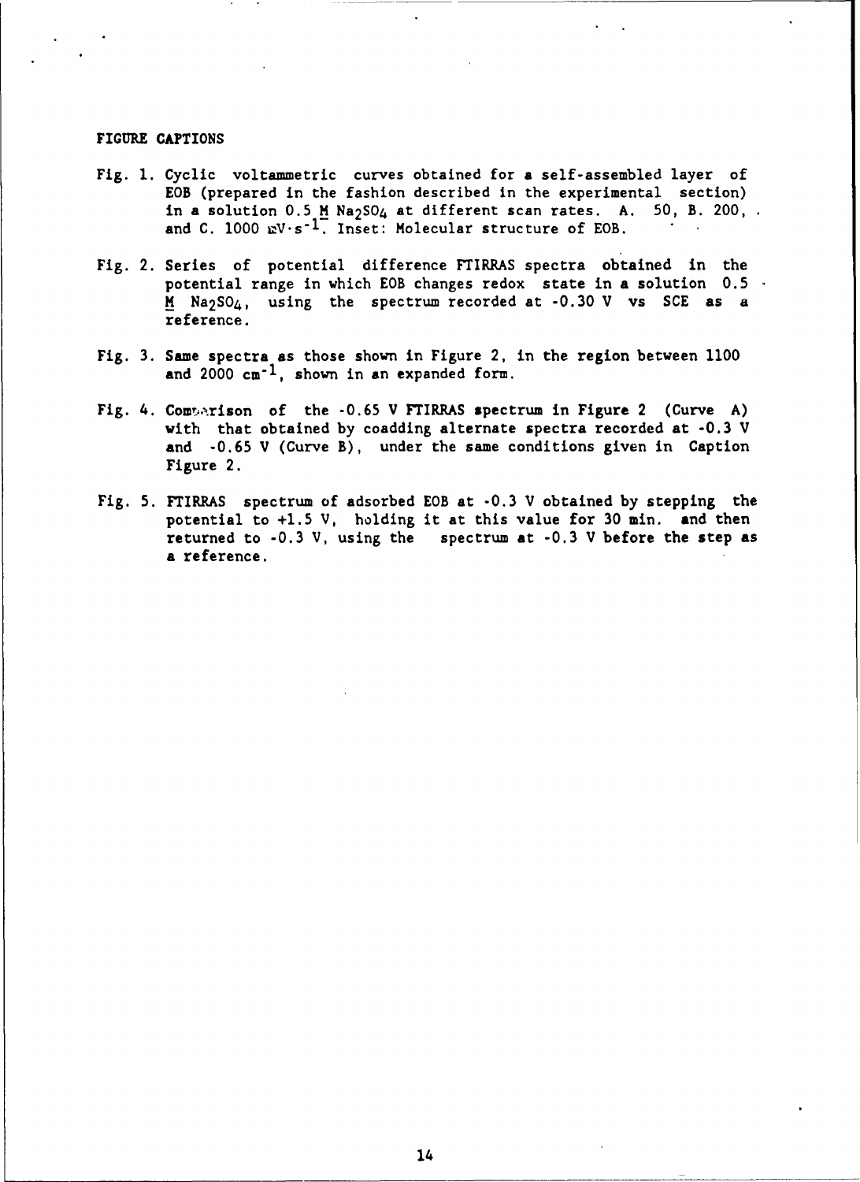# FIGURE CAPTIONS

Fig. 1. Cyclic voltammetric curves obtained for a self-assembled layer of EOB (prepared in the fashion described in the experimental section) in a solution 0.5 M $Na_2SO_4$ at different scan rates. A. 50, B. 200, and C. 1000 $mV \cdot s^{-1}$. Inset: Molecular structure of EOB.

Fig. 2. Series of potential difference FTIRRAS spectra obtained in the potential range in which EOB changes redox state in a solution 0.5 M $Na_2SO_4$, using the spectrum recorded at -0.30 V vs SCE as a reference.

Fig. 3. Same spectra as those shown in Figure 2, in the region between 1100 and 2000 $cm^{-1}$, shown in an expanded form.

Fig. 4. Comparison of the -0.65 V FTIRRAS spectrum in Figure 2 (Curve A) with that obtained by coadding alternate spectra recorded at -0.3 V and -0.65 V (Curve B), under the same conditions given in Caption Figure 2.

Fig. 5. FTIRRAS spectrum of adsorbed EOB at -0.3 V obtained by stepping the potential to +1.5 V, holding it at this value for 30 min. and then returned to -0.3 V, using the spectrum at -0.3 V before the step as a reference.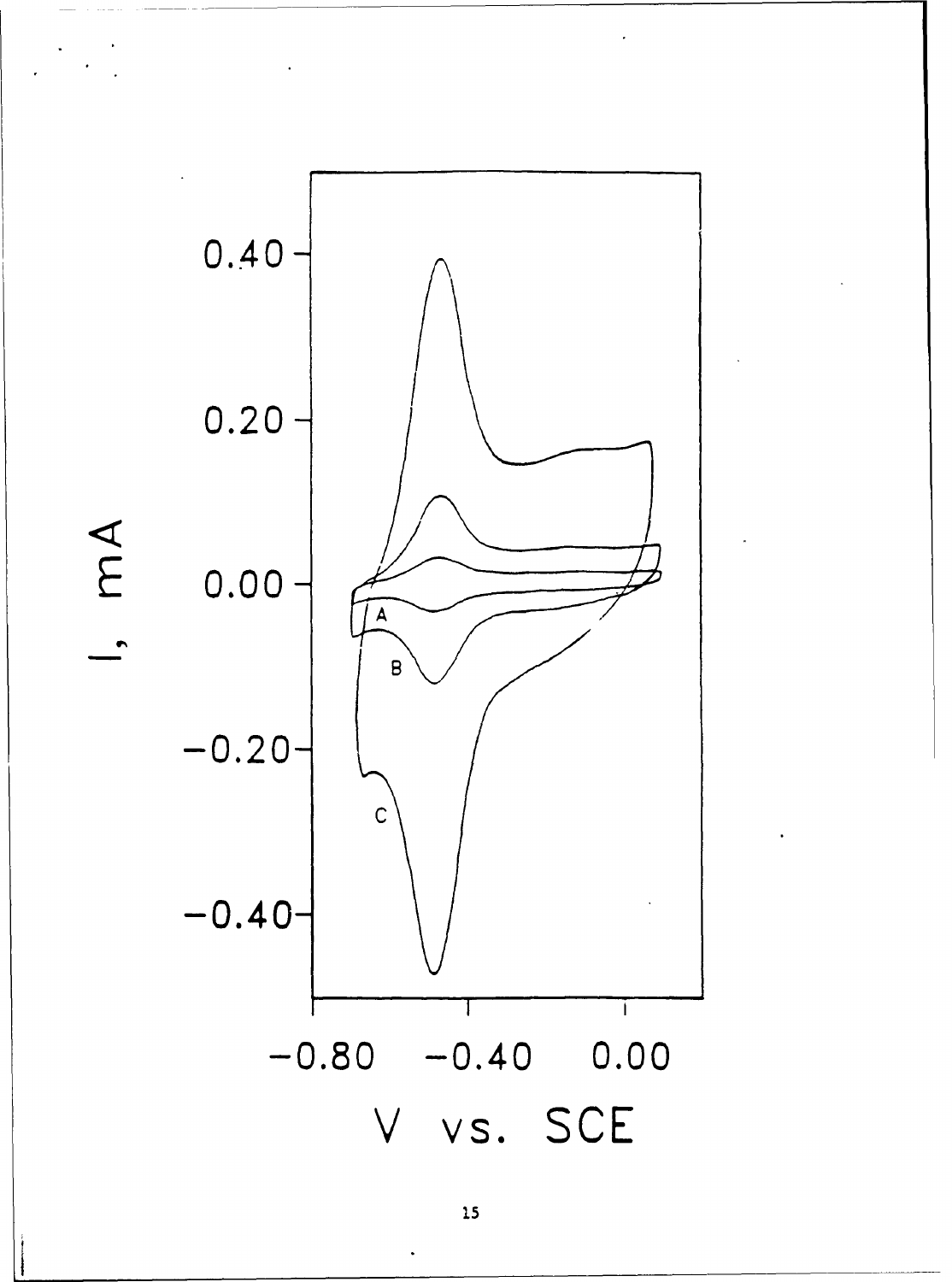I, mA

0.40

0.20

0.00

−0.20

−0.40

A

B

C

−0.80 −0.40 0.00

V vs. SCE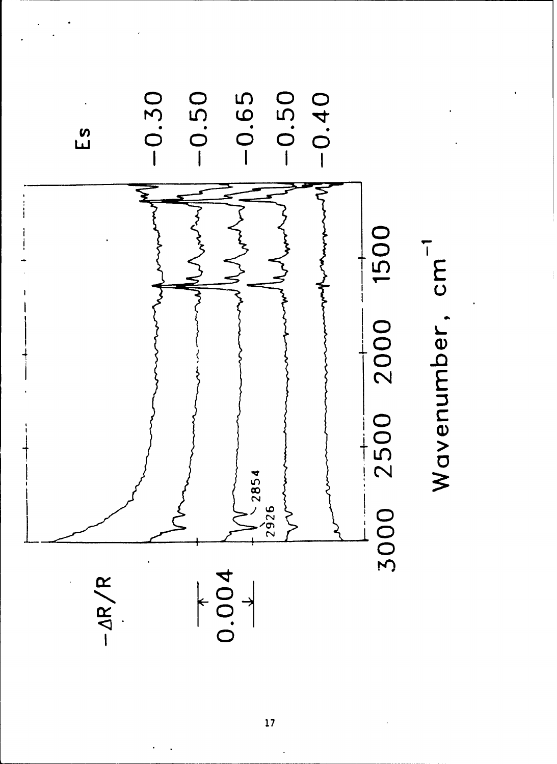$-\Delta R/R$

0.004

Es

−0.30

−0.50

−0.65

−0.50

−0.40

2854

2926

3000 2500 2000 1500

Wavenumber, $cm^{-1}$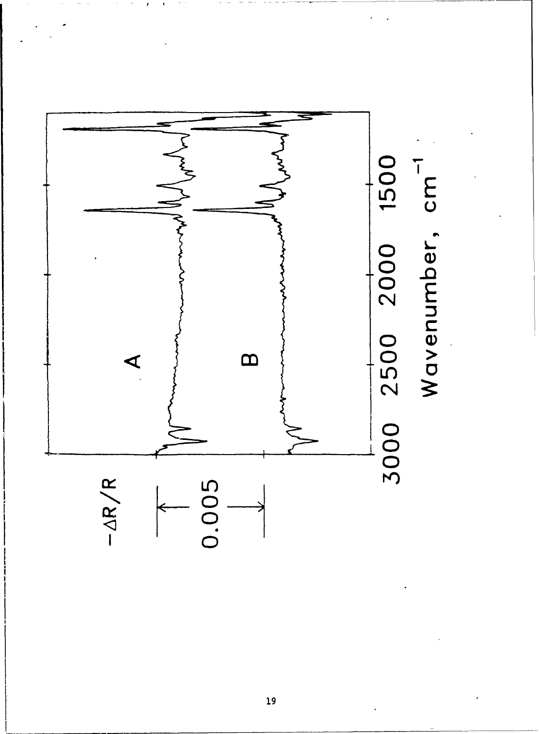$-\Delta R/R$

0.005

A

B

3000 2500 2000 1500

Wavenumber, $cm^{-1}$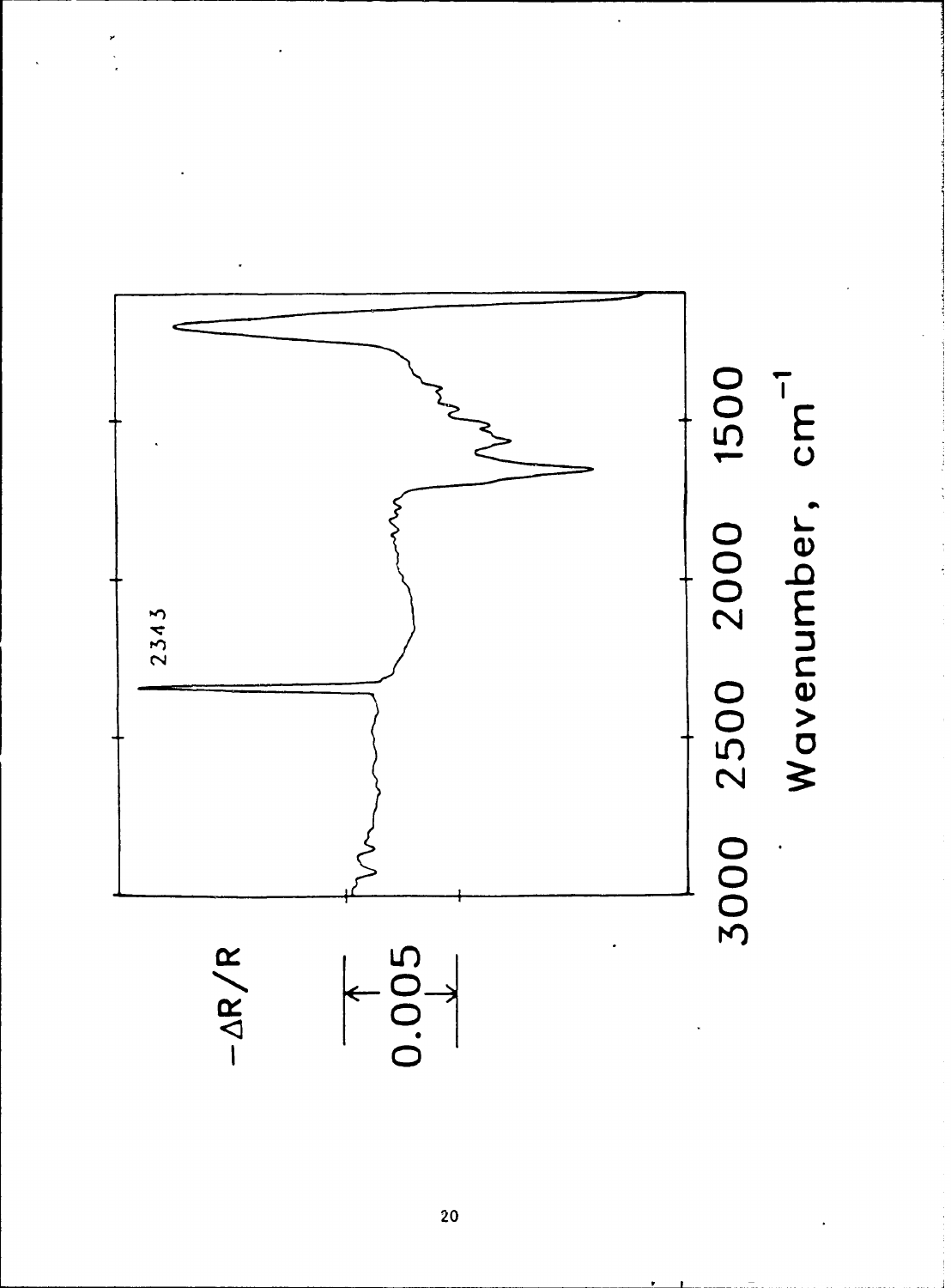−ΔR/R

0.005

2343

3000 2500 2000 1500

Wavenumber, $cm^{-1}$